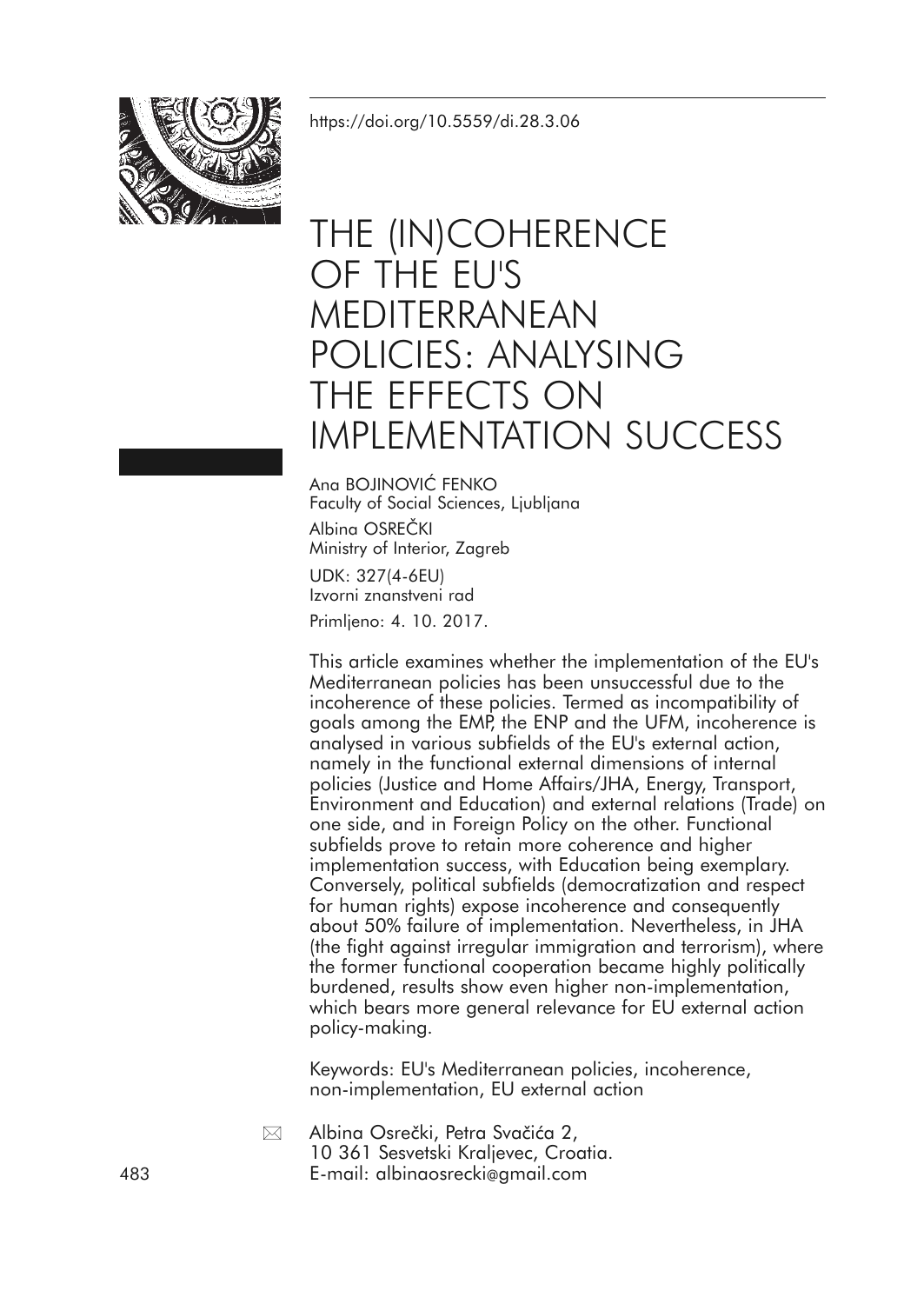https://doi.org/10.5559/di.28.3.06

# THE (IN)COHERENCE OF THE EU'S MEDITERRANEAN POLICIES: ANALYSING THE EFFECTS ON IMPLEMENTATION SUCCESS

Ana BOJINOVIĆ FENKO
Faculty of Social Sciences, Ljubljana

Albina OSREČKI
Ministry of Interior, Zagreb

UDK: 327(4-6EU)
Izvorni znanstveni rad

Primljeno: 4. 10. 2017.

This article examines whether the implementation of the EU's Mediterranean policies has been unsuccessful due to the incoherence of these policies. Termed as incompatibility of goals among the EMP, the ENP and the UFM, incoherence is analysed in various subfields of the EU's external action, namely in the functional external dimensions of internal policies (Justice and Home Affairs/JHA, Energy, Transport, Environment and Education) and external relations (Trade) on one side, and in Foreign Policy on the other. Functional subfields prove to retain more coherence and higher implementation success, with Education being exemplary. Conversely, political subfields (democratization and respect for human rights) expose incoherence and consequently about 50% failure of implementation. Nevertheless, in JHA (the fight against irregular immigration and terrorism), where the former functional cooperation became highly politically burdened, results show even higher non-implementation, which bears more general relevance for EU external action policy-making.

Keywords: EU's Mediterranean policies, incoherence, non-implementation, EU external action

Albina Osrečki, Petra Svačića 2,
10 361 Sesvetski Kraljevec, Croatia.
E-mail: albinaosrecki@gmail.com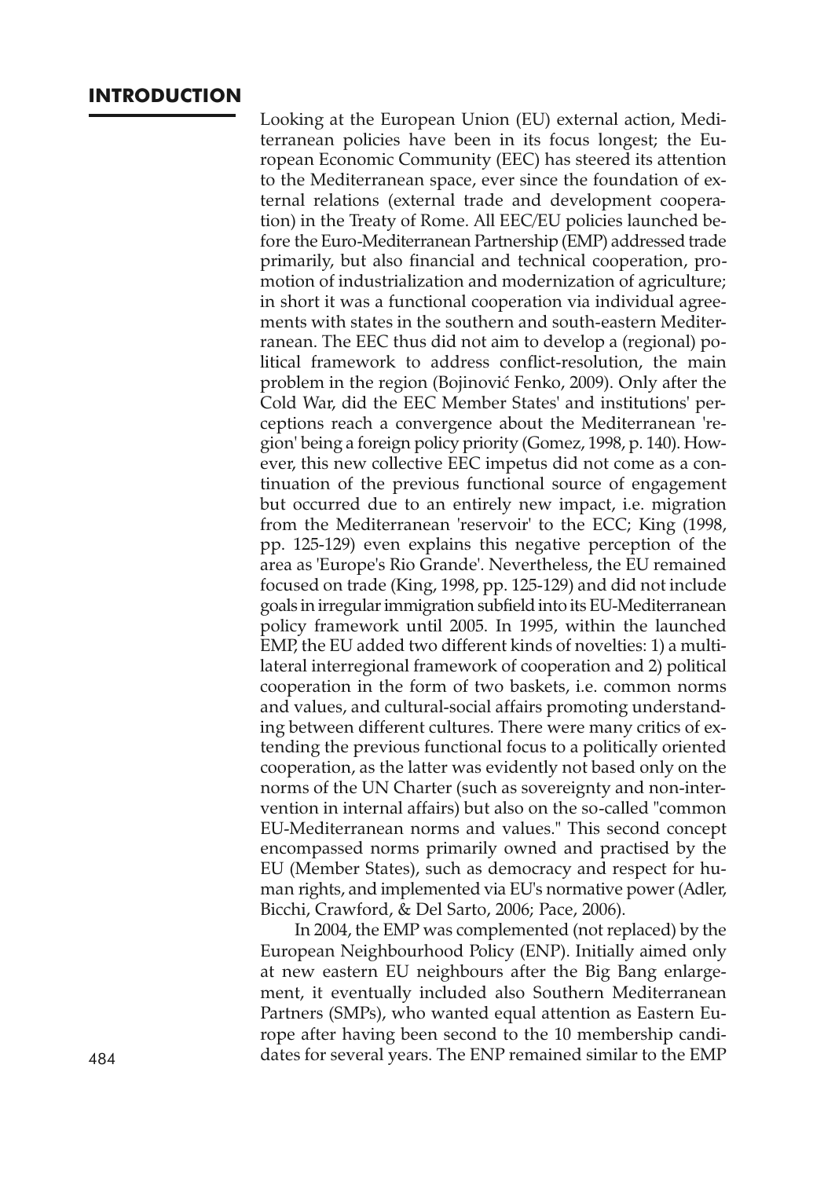## INTRODUCTION

Looking at the European Union (EU) external action, Mediterranean policies have been in its focus longest; the European Economic Community (EEC) has steered its attention to the Mediterranean space, ever since the foundation of external relations (external trade and development cooperation) in the Treaty of Rome. All EEC/EU policies launched before the Euro-Mediterranean Partnership (EMP) addressed trade primarily, but also financial and technical cooperation, promotion of industrialization and modernization of agriculture; in short it was a functional cooperation via individual agreements with states in the southern and south-eastern Mediterranean. The EEC thus did not aim to develop a (regional) political framework to address conflict-resolution, the main problem in the region (Bojinović Fenko, 2009). Only after the Cold War, did the EEC Member States' and institutions' perceptions reach a convergence about the Mediterranean 'region' being a foreign policy priority (Gomez, 1998, p. 140). However, this new collective EEC impetus did not come as a continuation of the previous functional source of engagement but occurred due to an entirely new impact, i.e. migration from the Mediterranean 'reservoir' to the ECC; King (1998, pp. 125-129) even explains this negative perception of the area as 'Europe's Rio Grande'. Nevertheless, the EU remained focused on trade (King, 1998, pp. 125-129) and did not include goals in irregular immigration subfield into its EU-Mediterranean policy framework until 2005. In 1995, within the launched EMP, the EU added two different kinds of novelties: 1) a multilateral interregional framework of cooperation and 2) political cooperation in the form of two baskets, i.e. common norms and values, and cultural-social affairs promoting understanding between different cultures. There were many critics of extending the previous functional focus to a politically oriented cooperation, as the latter was evidently not based only on the norms of the UN Charter (such as sovereignty and non-intervention in internal affairs) but also on the so-called "common EU-Mediterranean norms and values." This second concept encompassed norms primarily owned and practised by the EU (Member States), such as democracy and respect for human rights, and implemented via EU's normative power (Adler, Bicchi, Crawford, & Del Sarto, 2006; Pace, 2006).

In 2004, the EMP was complemented (not replaced) by the European Neighbourhood Policy (ENP). Initially aimed only at new eastern EU neighbours after the Big Bang enlargement, it eventually included also Southern Mediterranean Partners (SMPs), who wanted equal attention as Eastern Europe after having been second to the 10 membership candidates for several years. The ENP remained similar to the EMP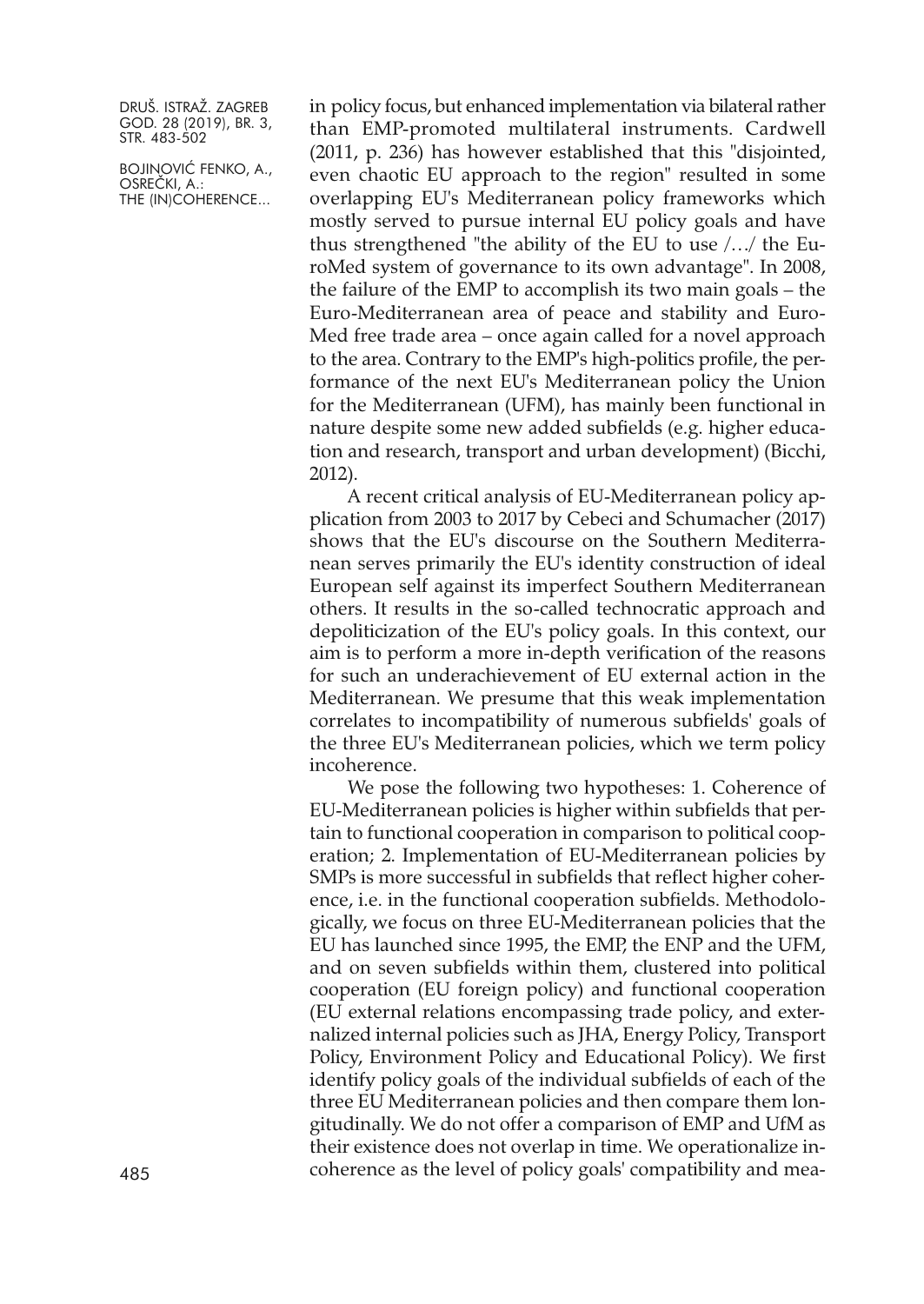in policy focus, but enhanced implementation via bilateral rather than EMP-promoted multilateral instruments. Cardwell (2011, p. 236) has however established that this "disjointed, even chaotic EU approach to the region" resulted in some overlapping EU's Mediterranean policy frameworks which mostly served to pursue internal EU policy goals and have thus strengthened "the ability of the EU to use /…/ the EuroMed system of governance to its own advantage". In 2008, the failure of the EMP to accomplish its two main goals – the Euro-Mediterranean area of peace and stability and EuroMed free trade area – once again called for a novel approach to the area. Contrary to the EMP's high-politics profile, the performance of the next EU's Mediterranean policy the Union for the Mediterranean (UFM), has mainly been functional in nature despite some new added subfields (e.g. higher education and research, transport and urban development) (Bicchi, 2012).

A recent critical analysis of EU-Mediterranean policy application from 2003 to 2017 by Cebeci and Schumacher (2017) shows that the EU's discourse on the Southern Mediterranean serves primarily the EU's identity construction of ideal European self against its imperfect Southern Mediterranean others. It results in the so-called technocratic approach and depoliticization of the EU's policy goals. In this context, our aim is to perform a more in-depth verification of the reasons for such an underachievement of EU external action in the Mediterranean. We presume that this weak implementation correlates to incompatibility of numerous subfields' goals of the three EU's Mediterranean policies, which we term policy incoherence.

We pose the following two hypotheses: 1. Coherence of EU-Mediterranean policies is higher within subfields that pertain to functional cooperation in comparison to political cooperation; 2. Implementation of EU-Mediterranean policies by SMPs is more successful in subfields that reflect higher coherence, i.e. in the functional cooperation subfields. Methodologically, we focus on three EU-Mediterranean policies that the EU has launched since 1995, the EMP, the ENP and the UFM, and on seven subfields within them, clustered into political cooperation (EU foreign policy) and functional cooperation (EU external relations encompassing trade policy, and externalized internal policies such as JHA, Energy Policy, Transport Policy, Environment Policy and Educational Policy). We first identify policy goals of the individual subfields of each of the three EU Mediterranean policies and then compare them longitudinally. We do not offer a comparison of EMP and UfM as their existence does not overlap in time. We operationalize incoherence as the level of policy goals' compatibility and mea-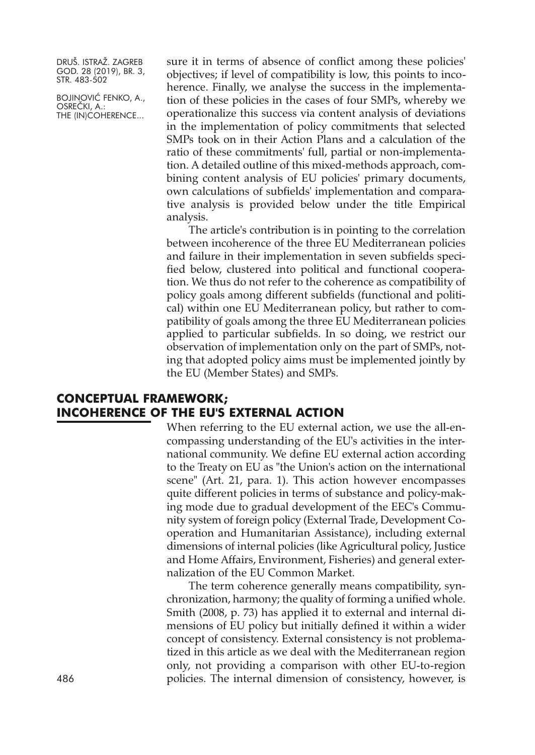sure it in terms of absence of conflict among these policies' objectives; if level of compatibility is low, this points to incoherence. Finally, we analyse the success in the implementation of these policies in the cases of four SMPs, whereby we operationalize this success via content analysis of deviations in the implementation of policy commitments that selected SMPs took on in their Action Plans and a calculation of the ratio of these commitments' full, partial or non-implementation. A detailed outline of this mixed-methods approach, combining content analysis of EU policies' primary documents, own calculations of subfields' implementation and comparative analysis is provided below under the title Empirical analysis.

The article's contribution is in pointing to the correlation between incoherence of the three EU Mediterranean policies and failure in their implementation in seven subfields specified below, clustered into political and functional cooperation. We thus do not refer to the coherence as compatibility of policy goals among different subfields (functional and political) within one EU Mediterranean policy, but rather to compatibility of goals among the three EU Mediterranean policies applied to particular subfields. In so doing, we restrict our observation of implementation only on the part of SMPs, noting that adopted policy aims must be implemented jointly by the EU (Member States) and SMPs.

## CONCEPTUAL FRAMEWORK; INCOHERENCE OF THE EU'S EXTERNAL ACTION

When referring to the EU external action, we use the all-encompassing understanding of the EU's activities in the international community. We define EU external action according to the Treaty on EU as "the Union's action on the international scene" (Art. 21, para. 1). This action however encompasses quite different policies in terms of substance and policy-making mode due to gradual development of the EEC's Community system of foreign policy (External Trade, Development Cooperation and Humanitarian Assistance), including external dimensions of internal policies (like Agricultural policy, Justice and Home Affairs, Environment, Fisheries) and general externalization of the EU Common Market.

The term coherence generally means compatibility, synchronization, harmony; the quality of forming a unified whole. Smith (2008, p. 73) has applied it to external and internal dimensions of EU policy but initially defined it within a wider concept of consistency. External consistency is not problematized in this article as we deal with the Mediterranean region only, not providing a comparison with other EU-to-region policies. The internal dimension of consistency, however, is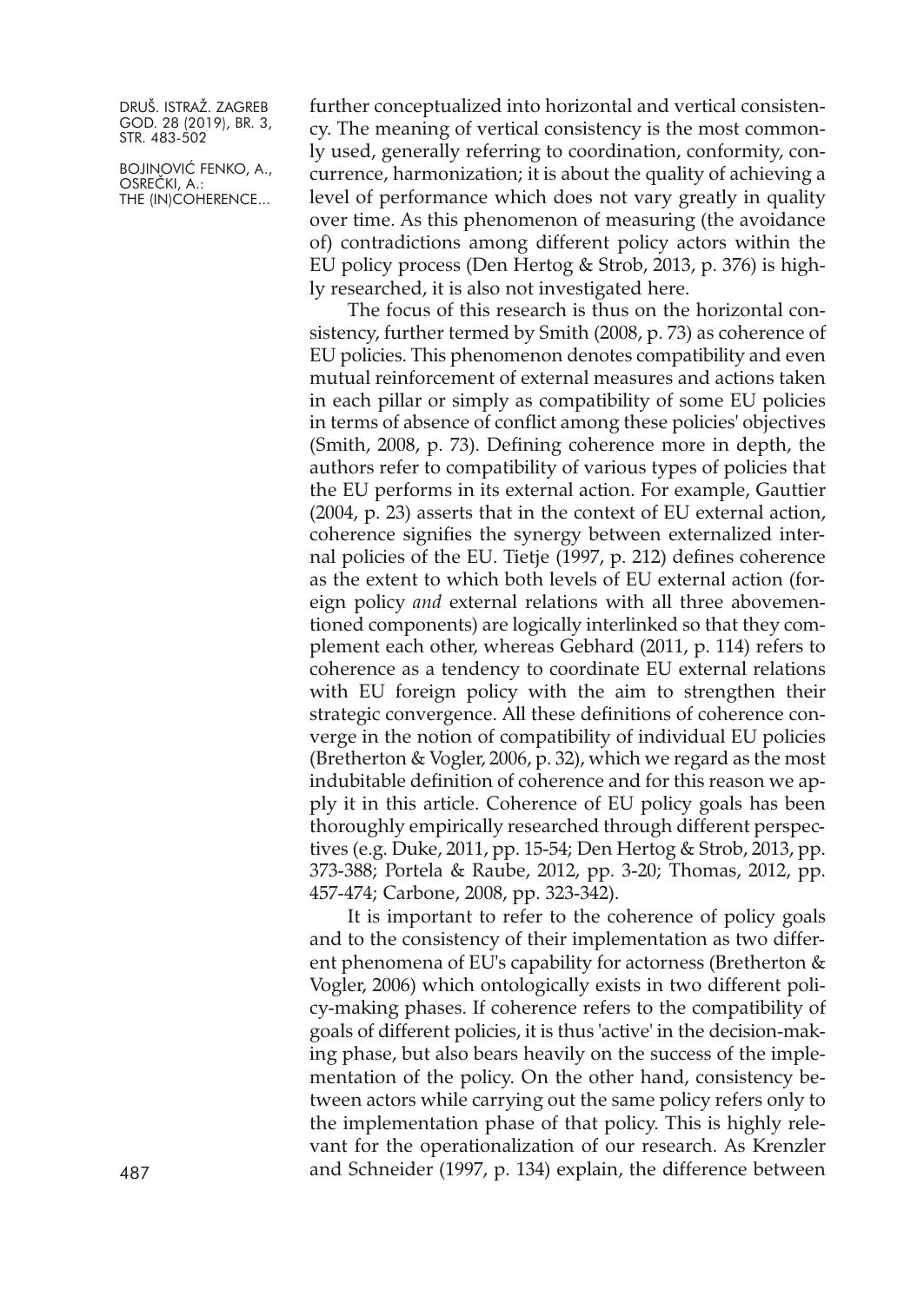further conceptualized into horizontal and vertical consistency. The meaning of vertical consistency is the most commonly used, generally referring to coordination, conformity, concurrence, harmonization; it is about the quality of achieving a level of performance which does not vary greatly in quality over time. As this phenomenon of measuring (the avoidance of) contradictions among different policy actors within the EU policy process (Den Hertog & Strob, 2013, p. 376) is highly researched, it is also not investigated here.

The focus of this research is thus on the horizontal consistency, further termed by Smith (2008, p. 73) as coherence of EU policies. This phenomenon denotes compatibility and even mutual reinforcement of external measures and actions taken in each pillar or simply as compatibility of some EU policies in terms of absence of conflict among these policies' objectives (Smith, 2008, p. 73). Defining coherence more in depth, the authors refer to compatibility of various types of policies that the EU performs in its external action. For example, Gauttier (2004, p. 23) asserts that in the context of EU external action, coherence signifies the synergy between externalized internal policies of the EU. Tietje (1997, p. 212) defines coherence as the extent to which both levels of EU external action (foreign policy *and* external relations with all three abovementioned components) are logically interlinked so that they complement each other, whereas Gebhard (2011, p. 114) refers to coherence as a tendency to coordinate EU external relations with EU foreign policy with the aim to strengthen their strategic convergence. All these definitions of coherence converge in the notion of compatibility of individual EU policies (Bretherton & Vogler, 2006, p. 32), which we regard as the most indubitable definition of coherence and for this reason we apply it in this article. Coherence of EU policy goals has been thoroughly empirically researched through different perspectives (e.g. Duke, 2011, pp. 15-54; Den Hertog & Strob, 2013, pp. 373-388; Portela & Raube, 2012, pp. 3-20; Thomas, 2012, pp. 457-474; Carbone, 2008, pp. 323-342).

It is important to refer to the coherence of policy goals and to the consistency of their implementation as two different phenomena of EU's capability for actorness (Bretherton & Vogler, 2006) which ontologically exists in two different policy-making phases. If coherence refers to the compatibility of goals of different policies, it is thus 'active' in the decision-making phase, but also bears heavily on the success of the implementation of the policy. On the other hand, consistency between actors while carrying out the same policy refers only to the implementation phase of that policy. This is highly relevant for the operationalization of our research. As Krenzler and Schneider (1997, p. 134) explain, the difference between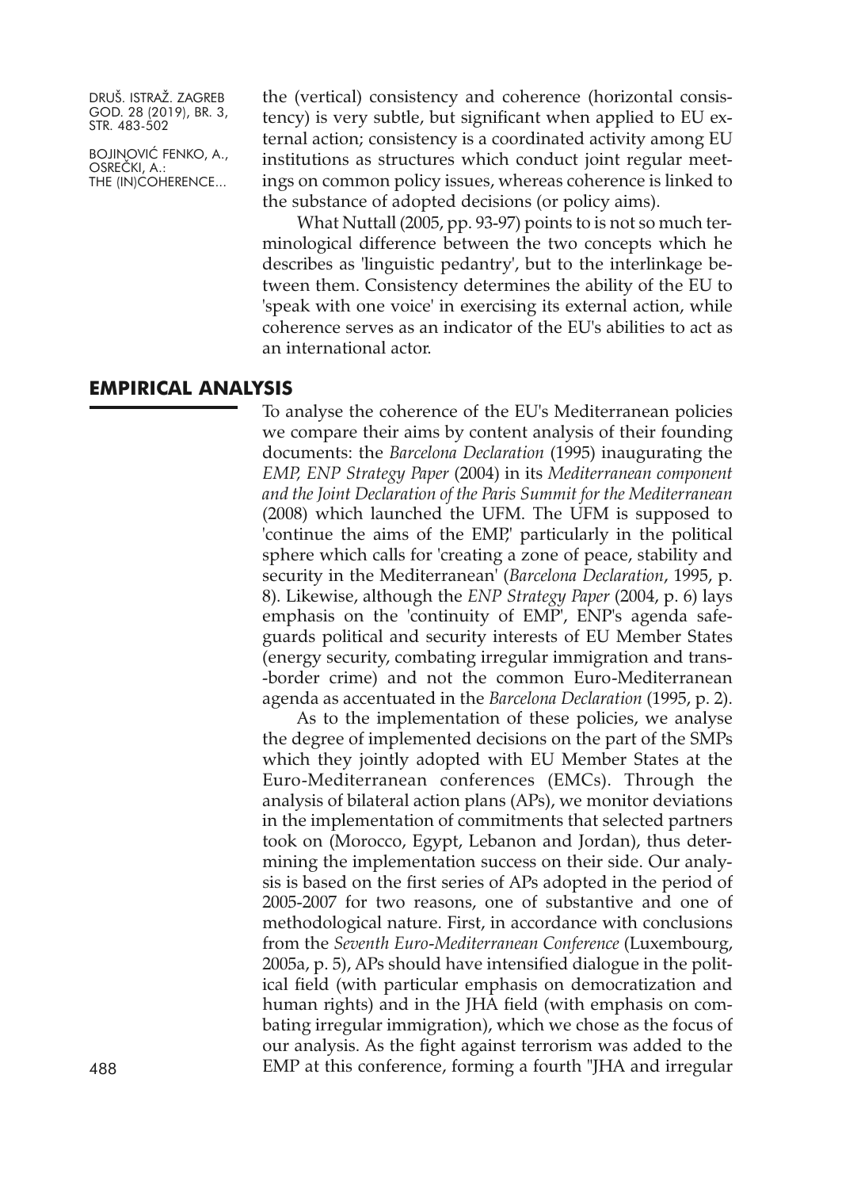the (vertical) consistency and coherence (horizontal consistency) is very subtle, but significant when applied to EU external action; consistency is a coordinated activity among EU institutions as structures which conduct joint regular meetings on common policy issues, whereas coherence is linked to the substance of adopted decisions (or policy aims).

What Nuttall (2005, pp. 93-97) points to is not so much terminological difference between the two concepts which he describes as 'linguistic pedantry', but to the interlinkage between them. Consistency determines the ability of the EU to 'speak with one voice' in exercising its external action, while coherence serves as an indicator of the EU's abilities to act as an international actor.

## EMPIRICAL ANALYSIS

To analyse the coherence of the EU's Mediterranean policies we compare their aims by content analysis of their founding documents: the *Barcelona Declaration* (1995) inaugurating the *EMP*, *ENP Strategy Paper* (2004) in its *Mediterranean component and the Joint Declaration of the Paris Summit for the Mediterranean* (2008) which launched the UFM. The UFM is supposed to 'continue the aims of the EMP,' particularly in the political sphere which calls for 'creating a zone of peace, stability and security in the Mediterranean' (*Barcelona Declaration*, 1995, p. 8). Likewise, although the *ENP Strategy Paper* (2004, p. 6) lays emphasis on the 'continuity of EMP', ENP's agenda safeguards political and security interests of EU Member States (energy security, combating irregular immigration and trans-border crime) and not the common Euro-Mediterranean agenda as accentuated in the *Barcelona Declaration* (1995, p. 2).

As to the implementation of these policies, we analyse the degree of implemented decisions on the part of the SMPs which they jointly adopted with EU Member States at the Euro-Mediterranean conferences (EMCs). Through the analysis of bilateral action plans (APs), we monitor deviations in the implementation of commitments that selected partners took on (Morocco, Egypt, Lebanon and Jordan), thus determining the implementation success on their side. Our analysis is based on the first series of APs adopted in the period of 2005-2007 for two reasons, one of substantive and one of methodological nature. First, in accordance with conclusions from the *Seventh Euro-Mediterranean Conference* (Luxembourg, 2005a, p. 5), APs should have intensified dialogue in the political field (with particular emphasis on democratization and human rights) and in the JHA field (with emphasis on combating irregular immigration), which we chose as the focus of our analysis. As the fight against terrorism was added to the EMP at this conference, forming a fourth "JHA and irregular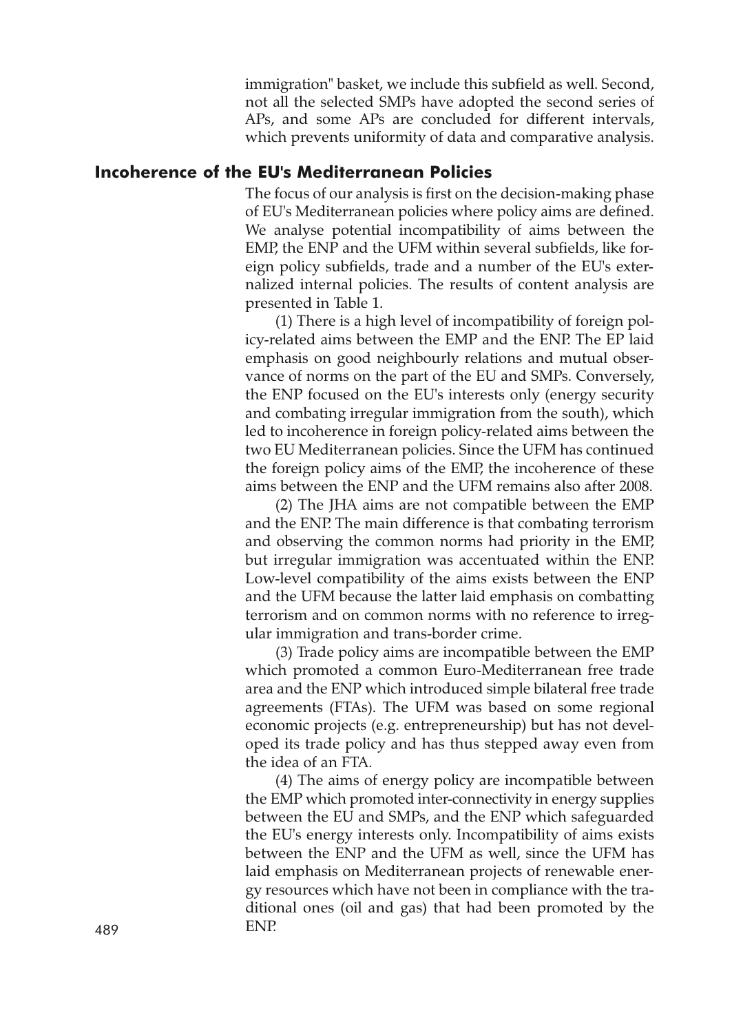immigration" basket, we include this subfield as well. Second, not all the selected SMPs have adopted the second series of APs, and some APs are concluded for different intervals, which prevents uniformity of data and comparative analysis.

## Incoherence of the EU's Mediterranean Policies

The focus of our analysis is first on the decision-making phase of EU's Mediterranean policies where policy aims are defined. We analyse potential incompatibility of aims between the EMP, the ENP and the UFM within several subfields, like foreign policy subfields, trade and a number of the EU's externalized internal policies. The results of content analysis are presented in Table 1.

(1) There is a high level of incompatibility of foreign policy-related aims between the EMP and the ENP. The EP laid emphasis on good neighbourly relations and mutual observance of norms on the part of the EU and SMPs. Conversely, the ENP focused on the EU's interests only (energy security and combating irregular immigration from the south), which led to incoherence in foreign policy-related aims between the two EU Mediterranean policies. Since the UFM has continued the foreign policy aims of the EMP, the incoherence of these aims between the ENP and the UFM remains also after 2008.

(2) The JHA aims are not compatible between the EMP and the ENP. The main difference is that combating terrorism and observing the common norms had priority in the EMP, but irregular immigration was accentuated within the ENP. Low-level compatibility of the aims exists between the ENP and the UFM because the latter laid emphasis on combatting terrorism and on common norms with no reference to irregular immigration and trans-border crime.

(3) Trade policy aims are incompatible between the EMP which promoted a common Euro-Mediterranean free trade area and the ENP which introduced simple bilateral free trade agreements (FTAs). The UFM was based on some regional economic projects (e.g. entrepreneurship) but has not developed its trade policy and has thus stepped away even from the idea of an FTA.

(4) The aims of energy policy are incompatible between the EMP which promoted inter-connectivity in energy supplies between the EU and SMPs, and the ENP which safeguarded the EU's energy interests only. Incompatibility of aims exists between the ENP and the UFM as well, since the UFM has laid emphasis on Mediterranean projects of renewable energy resources which have not been in compliance with the traditional ones (oil and gas) that had been promoted by the ENP.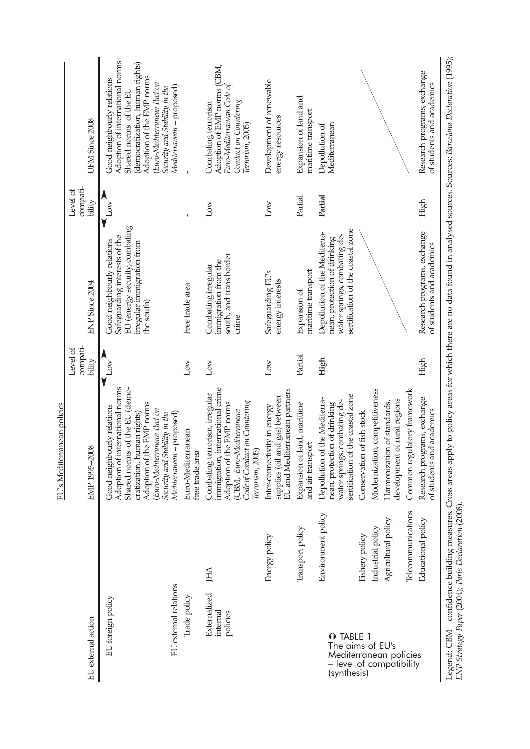**TABLE 1**
The aims of EU's Mediterranean policies – level of compatibility (synthesis)

| EU external action | | EU's Mediterranean policies: EMP 1995–2008 | Level of compatibility | ENP Since 2004 | Level of compatibility | UFM Since 2008 |
|---|---|---|---|---|---|---|
| EU foreign policy | | Good neighbourly relations<br>Adoption of international norms<br>Shared norms of the EU (democratization, human rights)<br>Adoption of the EMP norms (*Euro-Mediterranean Pact on Security and Stability in the Mediterranean* – proposed) | Low | Good neighbourly relations<br>Safeguarding interests of the EU (energy security, combating irregular immigration from the south) | Low | Good neighbourly relations<br>Adoption of international norms<br>Shared norms of the EU (democratization, human rights)<br>Adoption of the EMP norms (*Euro-Mediterranean Pact on Security and Stability in the Mediterranean* – proposed) |
| EU external relations: Trade policy | | Euro-Mediterranean free trade area | Low | Free trade area | - | - |
| Externalized internal policies | JHA | Combating terrorism, irregular immigration, international crime<br>Adoption of the EMP norms (CBM, *Euro-Mediterranean Code of Conduct on Countering Terrorism*, 2005) | Low | Combating irregular immigration from the south, and trans border crime | Low | Combating terrorism<br>Adoption of EMP norms (CBM, *Euro-Mediterranean Code of Conduct on Countering Terrorism*, 2005) |
| | Energy policy | Inter-connectivity in energy supplies (oil and gas) between EU and Mediterranean partners | Low | Safeguarding EU's energy interests | Low | Development of renewable energy resources |
| | Transport policy | Expansion of land, maritime and air transport | Partial | Expansion of maritime transport | Partial | Expansion of land and maritime transport |
| | Environment policy | Depollution of the Mediterranean, protection of drinking water springs, combating desertification of the coastal zone | **High** | Depollution of the Mediterranean, protection of drinking water springs, combating desertification of the coastal zone | **Partial** | Depollution of Mediterranean |
| | Fishery policy | Conservation of fish stock | | | | |
| | Industrial policy | Modernization, competitiveness | | | | |
| | Agricultural policy | Harmonization of standards, development of rural regions | | | | |
| | Telecommunications | Common regulatory framework | | | | |
| | Educational policy | Research programs, exchange of students and academics | High | Research programs, exchange of students and academics | High | Research programs, exchange of students and academics |

Legend: CBM – confidence building measures. Cross areas apply to policy areas for which there are no data found in analysed sources. Sources: *Barcelona Declaration* (1995); *ENP Strategy Paper* (2004); *Paris Declaration* (2008).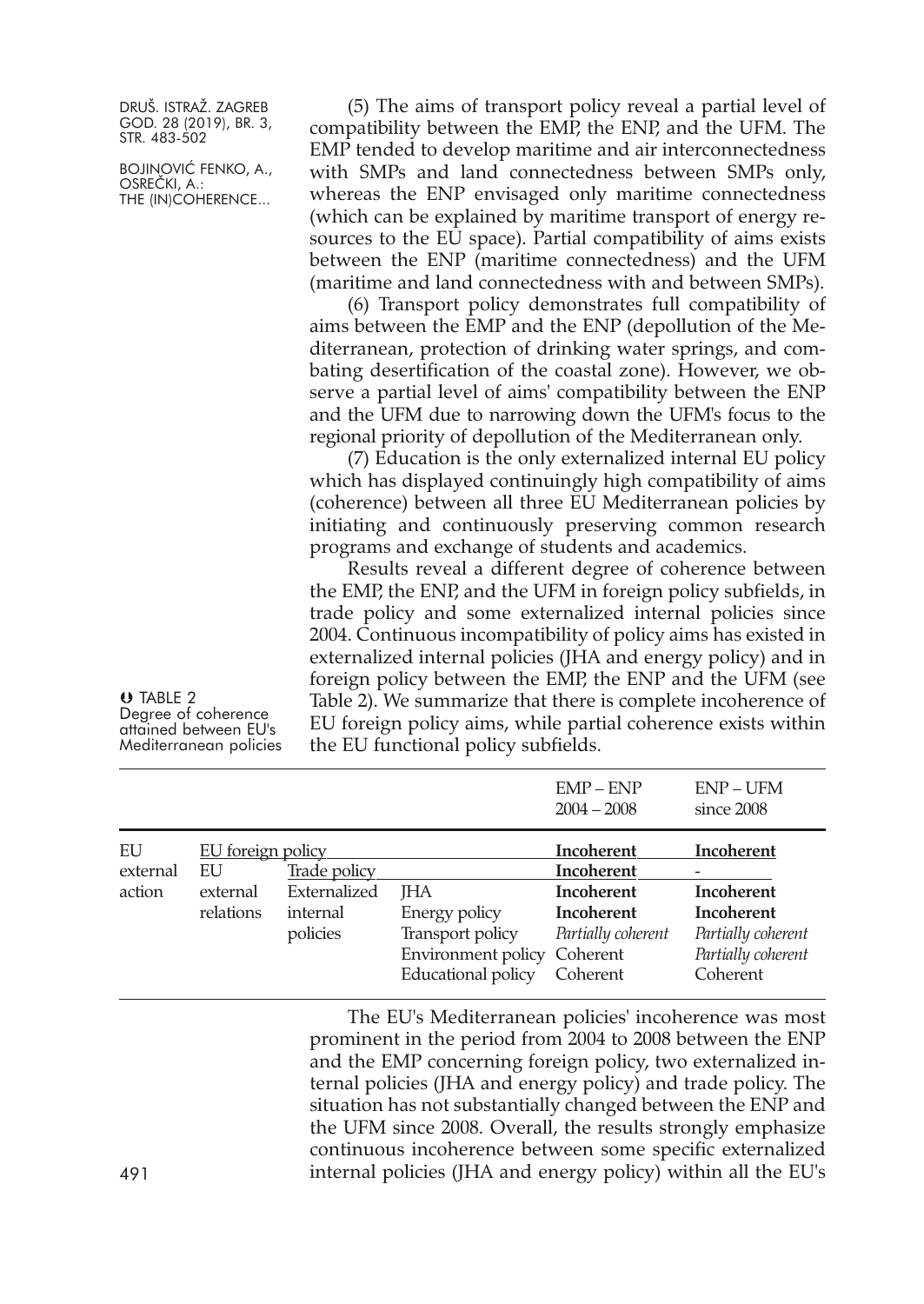(5) The aims of transport policy reveal a partial level of compatibility between the EMP, the ENP, and the UFM. The EMP tended to develop maritime and air interconnectedness with SMPs and land connectedness between SMPs only, whereas the ENP envisaged only maritime connectedness (which can be explained by maritime transport of energy resources to the EU space). Partial compatibility of aims exists between the ENP (maritime connectedness) and the UFM (maritime and land connectedness with and between SMPs).

(6) Transport policy demonstrates full compatibility of aims between the EMP and the ENP (depollution of the Mediterranean, protection of drinking water springs, and combating desertification of the coastal zone). However, we observe a partial level of aims' compatibility between the ENP and the UFM due to narrowing down the UFM's focus to the regional priority of depollution of the Mediterranean only.

(7) Education is the only externalized internal EU policy which has displayed continuingly high compatibility of aims (coherence) between all three EU Mediterranean policies by initiating and continuously preserving common research programs and exchange of students and academics.

Results reveal a different degree of coherence between the EMP, the ENP, and the UFM in foreign policy subfields, in trade policy and some externalized internal policies since 2004. Continuous incompatibility of policy aims has existed in externalized internal policies (JHA and energy policy) and in foreign policy between the EMP, the ENP and the UFM (see Table 2). We summarize that there is complete incoherence of EU foreign policy aims, while partial coherence exists within the EU functional policy subfields.

TABLE 2
Degree of coherence attained between EU's Mediterranean policies

| | | | | EMP – ENP 2004 – 2008 | ENP – UFM since 2008 |
|---|---|---|---|---|---|
| EU external action | EU foreign policy | | | **Incoherent** | **Incoherent** |
| | EU external relations | Trade policy | | **Incoherent** | - |
| | | Externalized internal policies | JHA | **Incoherent** | **Incoherent** |
| | | | Energy policy | **Incoherent** | **Incoherent** |
| | | | Transport policy | *Partially coherent* | *Partially coherent* |
| | | | Environment policy | Coherent | *Partially coherent* |
| | | | Educational policy | Coherent | Coherent |

The EU's Mediterranean policies' incoherence was most prominent in the period from 2004 to 2008 between the ENP and the EMP concerning foreign policy, two externalized internal policies (JHA and energy policy) and trade policy. The situation has not substantially changed between the ENP and the UFM since 2008. Overall, the results strongly emphasize continuous incoherence between some specific externalized internal policies (JHA and energy policy) within all the EU's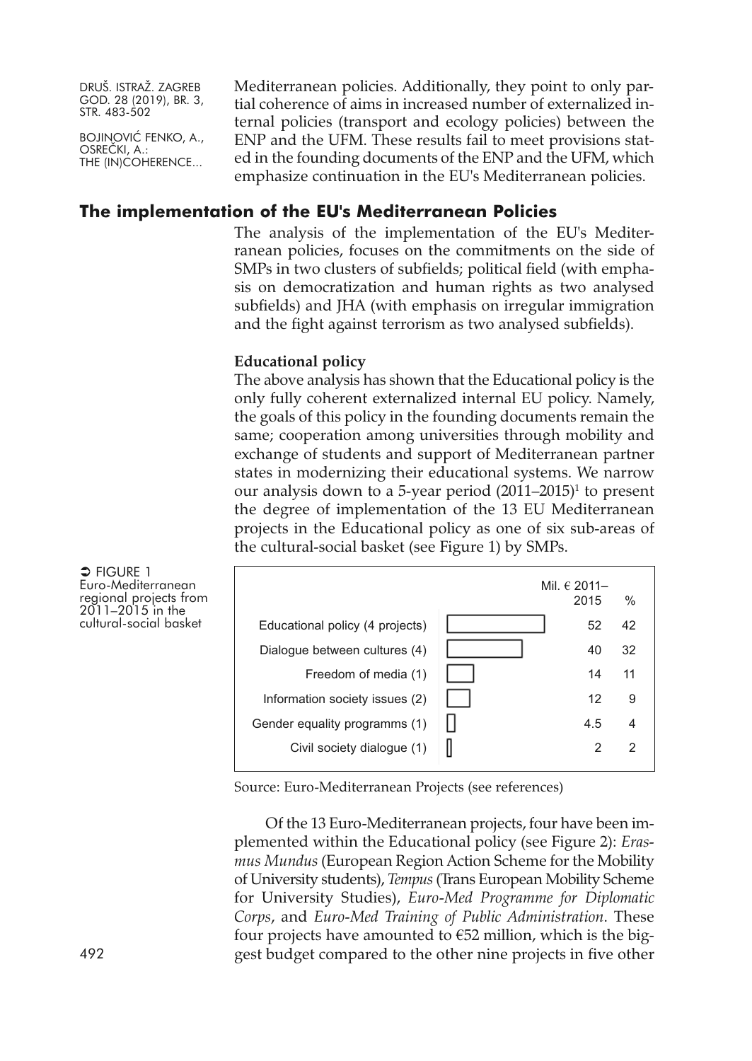Mediterranean policies. Additionally, they point to only partial coherence of aims in increased number of externalized internal policies (transport and ecology policies) between the ENP and the UFM. These results fail to meet provisions stated in the founding documents of the ENP and the UFM, which emphasize continuation in the EU's Mediterranean policies.

## The implementation of the EU's Mediterranean Policies

The analysis of the implementation of the EU's Mediterranean policies, focuses on the commitments on the side of SMPs in two clusters of subfields; political field (with emphasis on democratization and human rights as two analysed subfields) and JHA (with emphasis on irregular immigration and the fight against terrorism as two analysed subfields).

### Educational policy

The above analysis has shown that the Educational policy is the only fully coherent externalized internal EU policy. Namely, the goals of this policy in the founding documents remain the same; cooperation among universities through mobility and exchange of students and support of Mediterranean partner states in modernizing their educational systems. We narrow our analysis down to a 5-year period (2011–2015)[1] to present the degree of implementation of the 13 EU Mediterranean projects in the Educational policy as one of six sub-areas of the cultural-social basket (see Figure 1) by SMPs.

➲ FIGURE 1 Euro-Mediterranean regional projects from 2011–2015 in the cultural-social basket

| | Mil. € 2011–2015 | % |
|---|---|---|
| Educational policy (4 projects) | 52 | 42 |
| Dialogue between cultures (4) | 40 | 32 |
| Freedom of media (1) | 14 | 11 |
| Information society issues (2) | 12 | 9 |
| Gender equality programms (1) | 4.5 | 4 |
| Civil society dialogue (1) | 2 | 2 |

Source: Euro-Mediterranean Projects (see references)

Of the 13 Euro-Mediterranean projects, four have been implemented within the Educational policy (see Figure 2): *Erasmus Mundus* (European Region Action Scheme for the Mobility of University students), *Tempus* (Trans European Mobility Scheme for University Studies), *Euro-Med Programme for Diplomatic Corps*, and *Euro-Med Training of Public Administration*. These four projects have amounted to €52 million, which is the biggest budget compared to the other nine projects in five other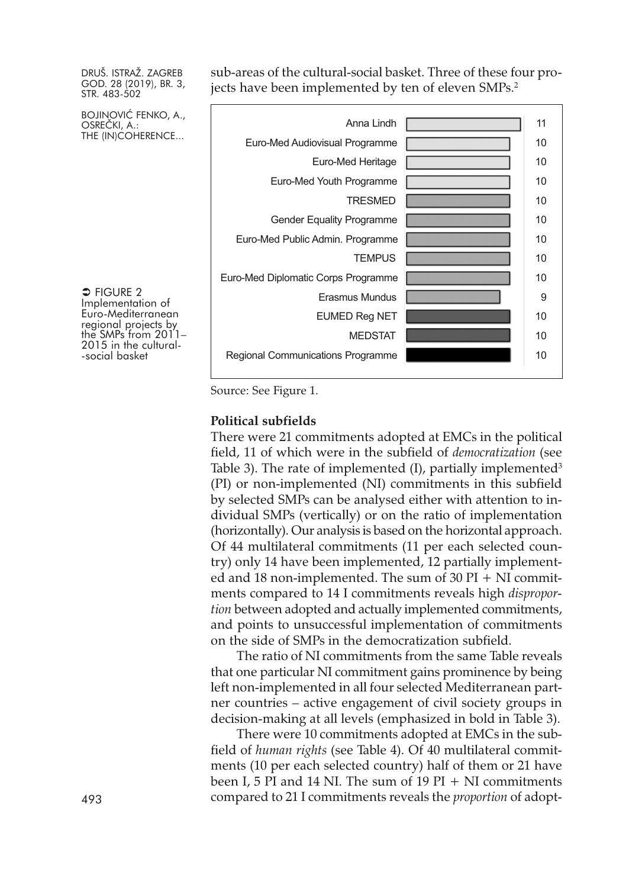sub-areas of the cultural-social basket. Three of these four projects have been implemented by ten of eleven SMPs.[2]

| Project | Number of SMPs |
|---|---|
| Anna Lindh | 11 |
| Euro-Med Audiovisual Programme | 10 |
| Euro-Med Heritage | 10 |
| Euro-Med Youth Programme | 10 |
| TRESMED | 10 |
| Gender Equality Programme | 10 |
| Euro-Med Public Admin. Programme | 10 |
| TEMPUS | 10 |
| Euro-Med Diplomatic Corps Programme | 10 |
| Erasmus Mundus | 9 |
| EUMED Reg NET | 10 |
| MEDSTAT | 10 |
| Regional Communications Programme | 10 |

FIGURE 2
Implementation of Euro-Mediterranean regional projects by the SMPs from 2011–2015 in the cultural-social basket

Source: See Figure 1.

**Political subfields**

There were 21 commitments adopted at EMCs in the political field, 11 of which were in the subfield of *democratization* (see Table 3). The rate of implemented (I), partially implemented[3] (PI) or non-implemented (NI) commitments in this subfield by selected SMPs can be analysed either with attention to individual SMPs (vertically) or on the ratio of implementation (horizontally). Our analysis is based on the horizontal approach. Of 44 multilateral commitments (11 per each selected country) only 14 have been implemented, 12 partially implemented and 18 non-implemented. The sum of 30 PI + NI commitments compared to 14 I commitments reveals high *disproportion* between adopted and actually implemented commitments, and points to unsuccessful implementation of commitments on the side of SMPs in the democratization subfield.

The ratio of NI commitments from the same Table reveals that one particular NI commitment gains prominence by being left non-implemented in all four selected Mediterranean partner countries – active engagement of civil society groups in decision-making at all levels (emphasized in bold in Table 3).

There were 10 commitments adopted at EMCs in the subfield of *human rights* (see Table 4). Of 40 multilateral commitments (10 per each selected country) half of them or 21 have been I, 5 PI and 14 NI. The sum of 19 PI + NI commitments compared to 21 I commitments reveals the *proportion* of adopt-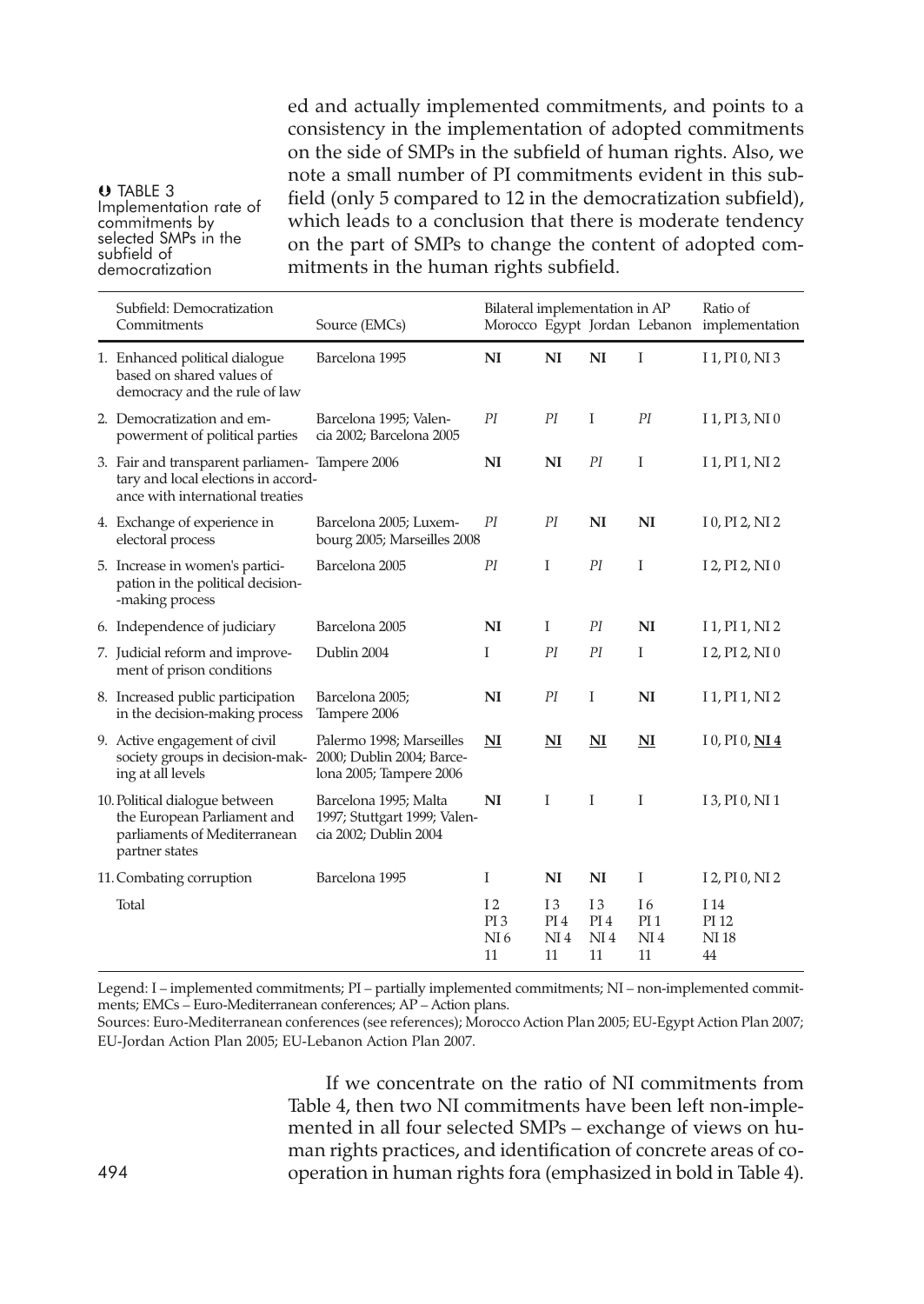ed and actually implemented commitments, and points to a consistency in the implementation of adopted commitments on the side of SMPs in the subfield of human rights. Also, we note a small number of PI commitments evident in this subfield (only 5 compared to 12 in the democratization subfield), which leads to a conclusion that there is moderate tendency on the part of SMPs to change the content of adopted commitments in the human rights subfield.

TABLE 3
Implementation rate of commitments by selected SMPs in the subfield of democratization

| Subfield: Democratization Commitments | Source (EMCs) | Bilateral implementation in AP | | | | Ratio of implementation |
|---|---|---|---|---|---|---|
| | | Morocco | Egypt | Jordan | Lebanon | |
| 1. Enhanced political dialogue based on shared values of democracy and the rule of law | Barcelona 1995 | **NI** | **NI** | **NI** | I | I 1, PI 0, NI 3 |
| 2. Democratization and empowerment of political parties | Barcelona 1995; Valencia 2002; Barcelona 2005 | *PI* | *PI* | I | *PI* | I 1, PI 3, NI 0 |
| 3. Fair and transparent parliamentary and local elections in accordance with international treaties | Tampere 2006 | **NI** | **NI** | *PI* | I | I 1, PI 1, NI 2 |
| 4. Exchange of experience in electoral process | Barcelona 2005; Luxembourg 2005; Marseilles 2008 | *PI* | *PI* | **NI** | **NI** | I 0, PI 2, NI 2 |
| 5. Increase in women's participation in the political decision-making process | Barcelona 2005 | *PI* | I | *PI* | I | I 2, PI 2, NI 0 |
| 6. Independence of judiciary | Barcelona 2005 | **NI** | I | *PI* | **NI** | I 1, PI 1, NI 2 |
| 7. Judicial reform and improvement of prison conditions | Dublin 2004 | I | *PI* | *PI* | I | I 2, PI 2, NI 0 |
| 8. Increased public participation in the decision-making process | Barcelona 2005; Tampere 2006 | **NI** | *PI* | I | **NI** | I 1, PI 1, NI 2 |
| 9. Active engagement of civil society groups in decision-making at all levels | Palermo 1998; Marseilles 2000; Dublin 2004; Barcelona 2005; Tampere 2006 | **<u>NI</u>** | **<u>NI</u>** | **<u>NI</u>** | **<u>NI</u>** | I 0, PI 0, **<u>NI 4</u>** |
| 10. Political dialogue between the European Parliament and parliaments of Mediterranean partner states | Barcelona 1995; Malta 1997; Stuttgart 1999; Valencia 2002; Dublin 2004 | **NI** | I | I | I | I 3, PI 0, NI 1 |
| 11. Combating corruption | Barcelona 1995 | I | **NI** | **NI** | I | I 2, PI 0, NI 2 |
| Total | | I 2<br>PI 3<br>NI 6<br>11 | I 3<br>PI 4<br>NI 4<br>11 | I 3<br>PI 4<br>NI 4<br>11 | I 6<br>PI 1<br>NI 4<br>11 | I 14<br>PI 12<br>NI 18<br>44 |

Legend: I – implemented commitments; PI – partially implemented commitments; NI – non-implemented commitments; EMCs – Euro-Mediterranean conferences; AP – Action plans.
Sources: Euro-Mediterranean conferences (see references); Morocco Action Plan 2005; EU-Egypt Action Plan 2007; EU-Jordan Action Plan 2005; EU-Lebanon Action Plan 2007.

If we concentrate on the ratio of NI commitments from Table 4, then two NI commitments have been left non-implemented in all four selected SMPs – exchange of views on human rights practices, and identification of concrete areas of co-operation in human rights fora (emphasized in bold in Table 4).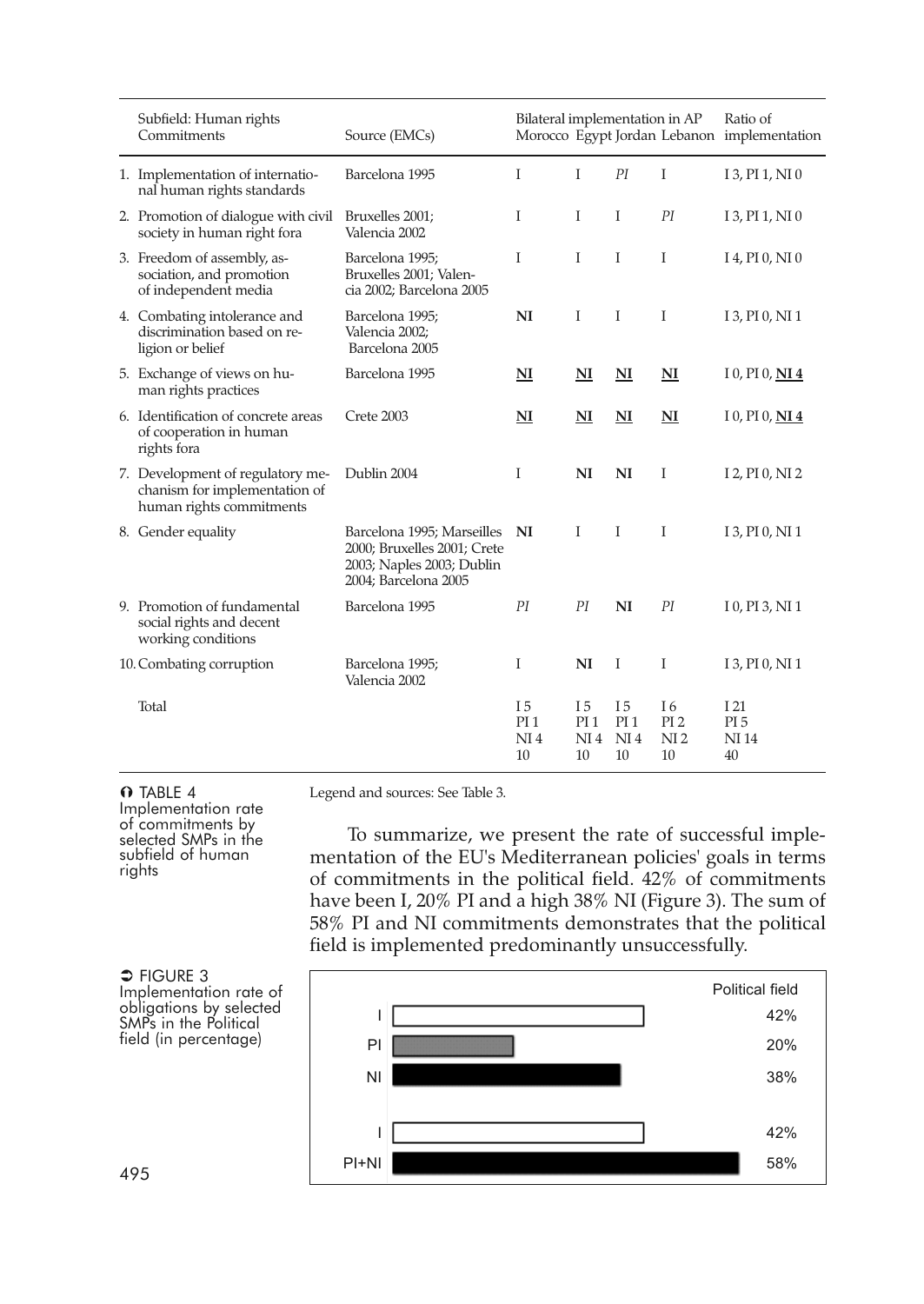| Subfield: Human rights Commitments | Source (EMCs) | Bilateral implementation in AP Morocco | Egypt | Jordan | Lebanon | Ratio of implementation |
|---|---|---|---|---|---|---|
| 1. Implementation of international human rights standards | Barcelona 1995 | I | I | *PI* | I | I 3, PI 1, NI 0 |
| 2. Promotion of dialogue with civil society in human right fora | Bruxelles 2001; Valencia 2002 | I | I | I | *PI* | I 3, PI 1, NI 0 |
| 3. Freedom of assembly, association, and promotion of independent media | Barcelona 1995; Bruxelles 2001; Valencia 2002; Barcelona 2005 | I | I | I | I | I 4, PI 0, NI 0 |
| 4. Combating intolerance and discrimination based on religion or belief | Barcelona 1995; Valencia 2002; Barcelona 2005 | **NI** | I | I | I | I 3, PI 0, NI 1 |
| 5. Exchange of views on human rights practices | Barcelona 1995 | **NI** | **NI** | **NI** | **NI** | I 0, PI 0, **NI 4** |
| 6. Identification of concrete areas of cooperation in human rights fora | Crete 2003 | **NI** | **NI** | **NI** | **NI** | I 0, PI 0, **NI 4** |
| 7. Development of regulatory mechanism for implementation of human rights commitments | Dublin 2004 | I | **NI** | **NI** | I | I 2, PI 0, NI 2 |
| 8. Gender equality | Barcelona 1995; Marseilles 2000; Bruxelles 2001; Crete 2003; Naples 2003; Dublin 2004; Barcelona 2005 | **NI** | I | I | I | I 3, PI 0, NI 1 |
| 9. Promotion of fundamental social rights and decent working conditions | Barcelona 1995 | *PI* | *PI* | **NI** | *PI* | I 0, PI 3, NI 1 |
| 10. Combating corruption | Barcelona 1995; Valencia 2002 | I | **NI** | I | I | I 3, PI 0, NI 1 |
| Total | | I 5<br>PI 1<br>NI 4<br>10 | I 5<br>PI 1<br>NI 4<br>10 | I 5<br>PI 1<br>NI 4<br>10 | I 6<br>PI 2<br>NI 2<br>10 | I 21<br>PI 5<br>NI 14<br>40 |

TABLE 4
Implementation rate of commitments by selected SMPs in the subfield of human rights

Legend and sources: See Table 3.

To summarize, we present the rate of successful implementation of the EU's Mediterranean policies' goals in terms of commitments in the political field. 42% of commitments have been I, 20% PI and a high 38% NI (Figure 3). The sum of 58% PI and NI commitments demonstrates that the political field is implemented predominantly unsuccessfully.

FIGURE 3
Implementation rate of obligations by selected SMPs in the Political field (in percentage)

| | Political field |
|---|---|
| I | 42% |
| PI | 20% |
| NI | 38% |
| I | 42% |
| PI+NI | 58% |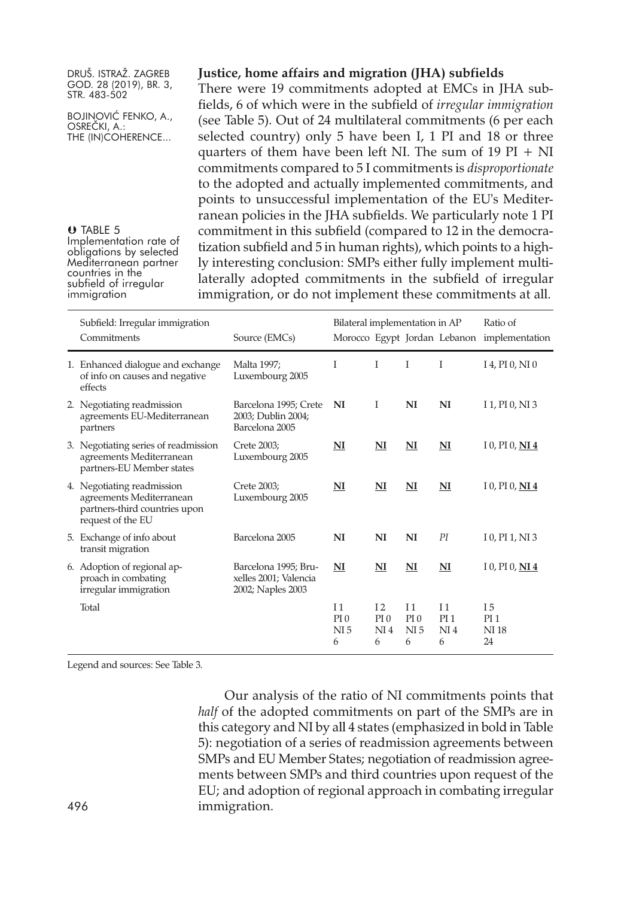**Justice, home affairs and migration (JHA) subfields**

There were 19 commitments adopted at EMCs in JHA subfields, 6 of which were in the subfield of *irregular immigration* (see Table 5). Out of 24 multilateral commitments (6 per each selected country) only 5 have been I, 1 PI and 18 or three quarters of them have been left NI. The sum of 19 PI + NI commitments compared to 5 I commitments is *disproportionate* to the adopted and actually implemented commitments, and points to unsuccessful implementation of the EU's Mediterranean policies in the JHA subfields. We particularly note 1 PI commitment in this subfield (compared to 12 in the democratization subfield and 5 in human rights), which points to a highly interesting conclusion: SMPs either fully implement multilaterally adopted commitments in the subfield of irregular immigration, or do not implement these commitments at all.

TABLE 5
Implementation rate of obligations by selected Mediterranean partner countries in the subfield of irregular immigration

| Subfield: Irregular immigration Commitments | Source (EMCs) | Bilateral implementation in AP Morocco | Egypt | Jordan | Lebanon | Ratio of implementation |
|---|---|---|---|---|---|---|
| 1. Enhanced dialogue and exchange of info on causes and negative effects | Malta 1997; Luxembourg 2005 | I | I | I | I | I 4, PI 0, NI 0 |
| 2. Negotiating readmission agreements EU-Mediterranean partners | Barcelona 1995; Crete 2003; Dublin 2004; Barcelona 2005 | **NI** | I | **NI** | **NI** | I 1, PI 0, NI 3 |
| 3. Negotiating series of readmission agreements Mediterranean partners-EU Member states | Crete 2003; Luxembourg 2005 | **NI** | **NI** | **NI** | **NI** | I 0, PI 0, **NI 4** |
| 4. Negotiating readmission agreements Mediterranean partners-third countries upon request of the EU | Crete 2003; Luxembourg 2005 | **NI** | **NI** | **NI** | **NI** | I 0, PI 0, **NI 4** |
| 5. Exchange of info about transit migration | Barcelona 2005 | **NI** | **NI** | **NI** | *PI* | I 0, PI 1, NI 3 |
| 6. Adoption of regional approach in combating irregular immigration | Barcelona 1995; Bruxelles 2001; Valencia 2002; Naples 2003 | **NI** | **NI** | **NI** | **NI** | I 0, PI 0, **NI 4** |
| Total | | I 1 PI 0 NI 5 6 | I 2 PI 0 NI 4 6 | I 1 PI 0 NI 5 6 | I 1 PI 1 NI 4 6 | I 5 PI 1 NI 18 24 |

Legend and sources: See Table 3.

Our analysis of the ratio of NI commitments points that *half* of the adopted commitments on part of the SMPs are in this category and NI by all 4 states (emphasized in bold in Table 5): negotiation of a series of readmission agreements between SMPs and EU Member States; negotiation of readmission agreements between SMPs and third countries upon request of the EU; and adoption of regional approach in combating irregular immigration.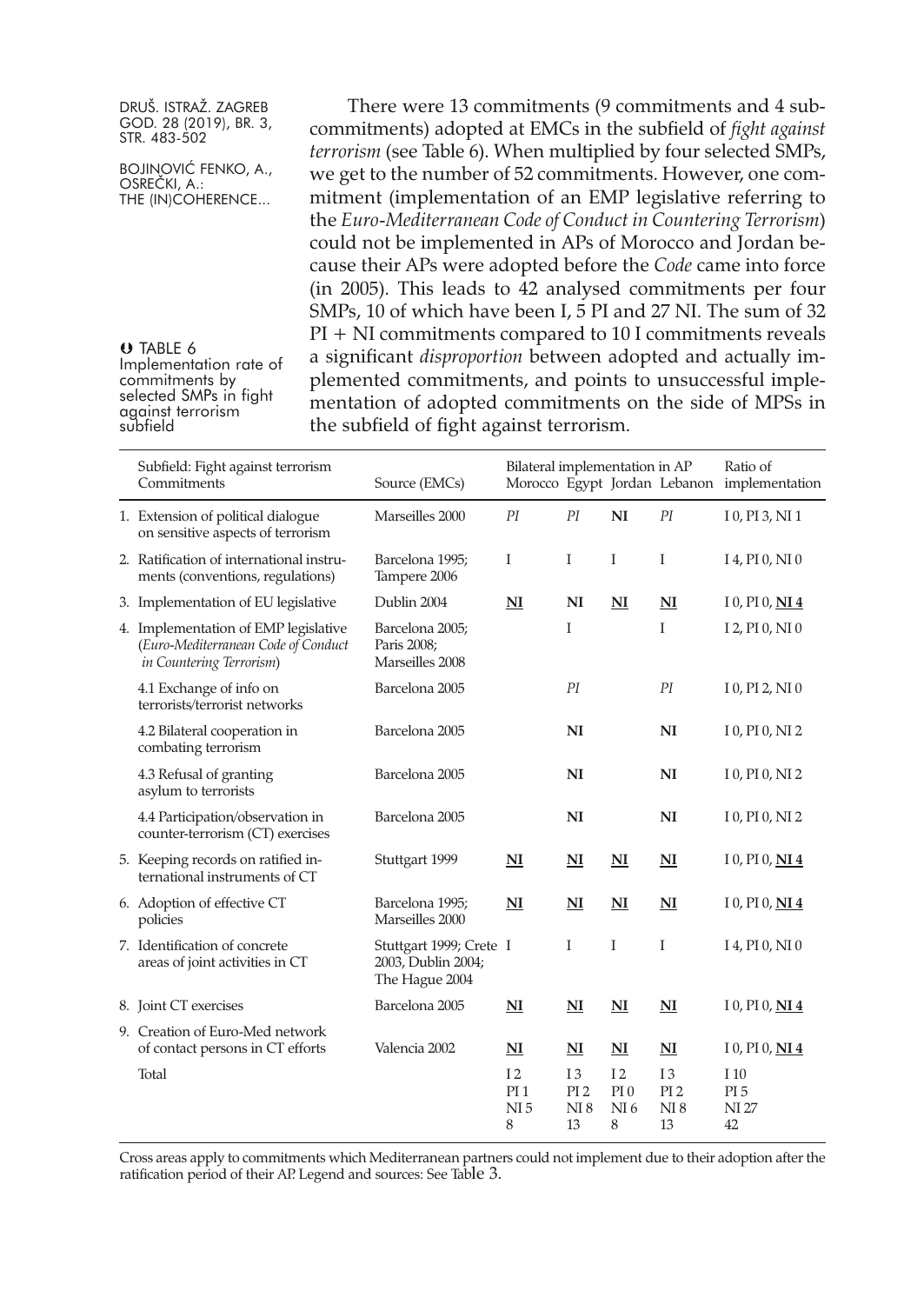There were 13 commitments (9 commitments and 4 subcommitments) adopted at EMCs in the subfield of *fight against terrorism* (see Table 6). When multiplied by four selected SMPs, we get to the number of 52 commitments. However, one commitment (implementation of an EMP legislative referring to the *Euro-Mediterranean Code of Conduct in Countering Terrorism*) could not be implemented in APs of Morocco and Jordan because their APs were adopted before the *Code* came into force (in 2005). This leads to 42 analysed commitments per four SMPs, 10 of which have been I, 5 PI and 27 NI. The sum of 32 PI + NI commitments compared to 10 I commitments reveals a significant *disproportion* between adopted and actually implemented commitments, and points to unsuccessful implementation of adopted commitments on the side of MPSs in the subfield of fight against terrorism.

TABLE 6
Implementation rate of commitments by selected SMPs in fight against terrorism subfield

| Subfield: Fight against terrorism Commitments | Source (EMCs) | Bilateral implementation in AP Morocco | Egypt | Jordan | Lebanon | Ratio of implementation |
|---|---|---|---|---|---|---|
| 1. Extension of political dialogue on sensitive aspects of terrorism | Marseilles 2000 | *PI* | *PI* | **NI** | *PI* | I 0, PI 3, NI 1 |
| 2. Ratification of international instruments (conventions, regulations) | Barcelona 1995; Tampere 2006 | I | I | I | I | I 4, PI 0, NI 0 |
| 3. Implementation of EU legislative | Dublin 2004 | **NI** | **NI** | **NI** | **NI** | I 0, PI 0, **NI 4** |
| 4. Implementation of EMP legislative (*Euro-Mediterranean Code of Conduct in Countering Terrorism*) | Barcelona 2005; Paris 2008; Marseilles 2008 | | I | | I | I 2, PI 0, NI 0 |
| 4.1 Exchange of info on terrorists/terrorist networks | Barcelona 2005 | | *PI* | | *PI* | I 0, PI 2, NI 0 |
| 4.2 Bilateral cooperation in combating terrorism | Barcelona 2005 | | **NI** | | **NI** | I 0, PI 0, NI 2 |
| 4.3 Refusal of granting asylum to terrorists | Barcelona 2005 | | **NI** | | **NI** | I 0, PI 0, NI 2 |
| 4.4 Participation/observation in counter-terrorism (CT) exercises | Barcelona 2005 | | **NI** | | **NI** | I 0, PI 0, NI 2 |
| 5. Keeping records on ratified international instruments of CT | Stuttgart 1999 | **NI** | **NI** | **NI** | **NI** | I 0, PI 0, **NI 4** |
| 6. Adoption of effective CT policies | Barcelona 1995; Marseilles 2000 | **NI** | **NI** | **NI** | **NI** | I 0, PI 0, **NI 4** |
| 7. Identification of concrete areas of joint activities in CT | Stuttgart 1999; Crete 2003, Dublin 2004; The Hague 2004 | I | I | I | I | I 4, PI 0, NI 0 |
| 8. Joint CT exercises | Barcelona 2005 | **NI** | **NI** | **NI** | **NI** | I 0, PI 0, **NI 4** |
| 9. Creation of Euro-Med network of contact persons in CT efforts | Valencia 2002 | **NI** | **NI** | **NI** | **NI** | I 0, PI 0, **NI 4** |
| Total | | I 2 PI 1 NI 5 8 | I 3 PI 2 NI 8 13 | I 2 PI 0 NI 6 8 | I 3 PI 2 NI 8 13 | I 10 PI 5 NI 27 42 |

Cross areas apply to commitments which Mediterranean partners could not implement due to their adoption after the ratification period of their AP. Legend and sources: See Table 3.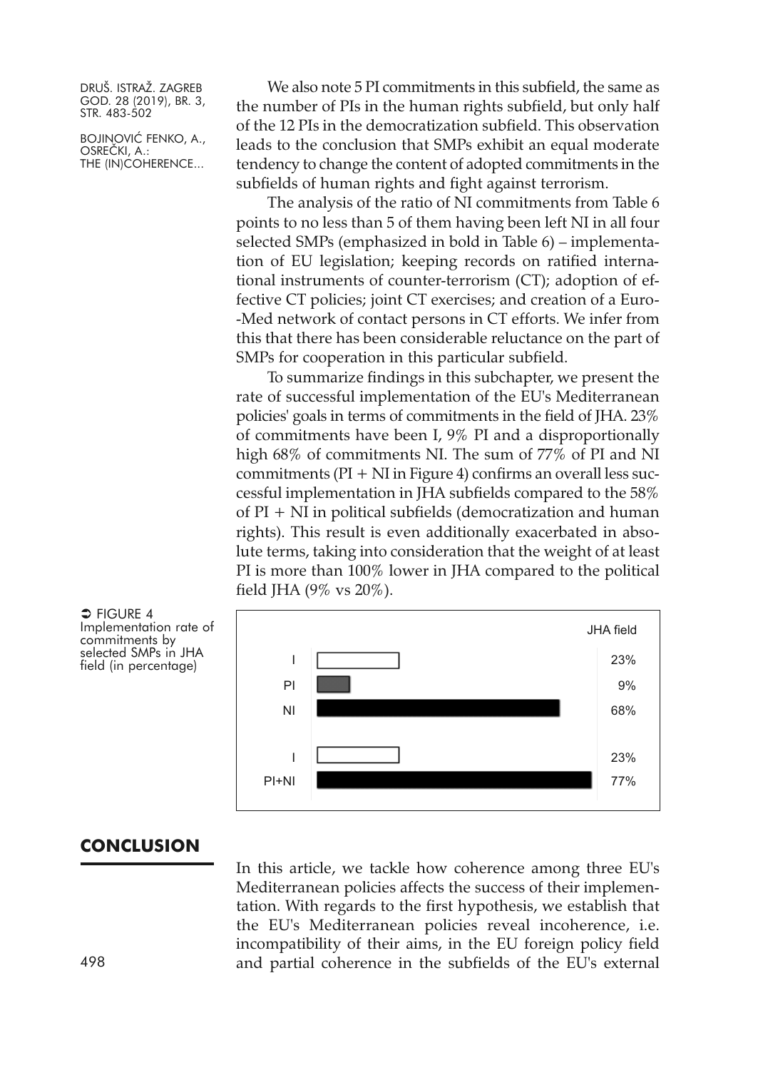We also note 5 PI commitments in this subfield, the same as the number of PIs in the human rights subfield, but only half of the 12 PIs in the democratization subfield. This observation leads to the conclusion that SMPs exhibit an equal moderate tendency to change the content of adopted commitments in the subfields of human rights and fight against terrorism.

The analysis of the ratio of NI commitments from Table 6 points to no less than 5 of them having been left NI in all four selected SMPs (emphasized in bold in Table 6) – implementation of EU legislation; keeping records on ratified international instruments of counter-terrorism (CT); adoption of effective CT policies; joint CT exercises; and creation of a Euro-Med network of contact persons in CT efforts. We infer from this that there has been considerable reluctance on the part of SMPs for cooperation in this particular subfield.

To summarize findings in this subchapter, we present the rate of successful implementation of the EU's Mediterranean policies' goals in terms of commitments in the field of JHA. 23% of commitments have been I, 9% PI and a disproportionally high 68% of commitments NI. The sum of 77% of PI and NI commitments (PI + NI in Figure 4) confirms an overall less successful implementation in JHA subfields compared to the 58% of PI + NI in political subfields (democratization and human rights). This result is even additionally exacerbated in absolute terms, taking into consideration that the weight of at least PI is more than 100% lower in JHA compared to the political field JHA (9% vs 20%).

FIGURE 4
Implementation rate of commitments by selected SMPs in JHA field (in percentage)

| | JHA field |
|---|---|
| I | 23% |
| PI | 9% |
| NI | 68% |
| I | 23% |
| PI+NI | 77% |

## CONCLUSION

In this article, we tackle how coherence among three EU's Mediterranean policies affects the success of their implementation. With regards to the first hypothesis, we establish that the EU's Mediterranean policies reveal incoherence, i.e. incompatibility of their aims, in the EU foreign policy field and partial coherence in the subfields of the EU's external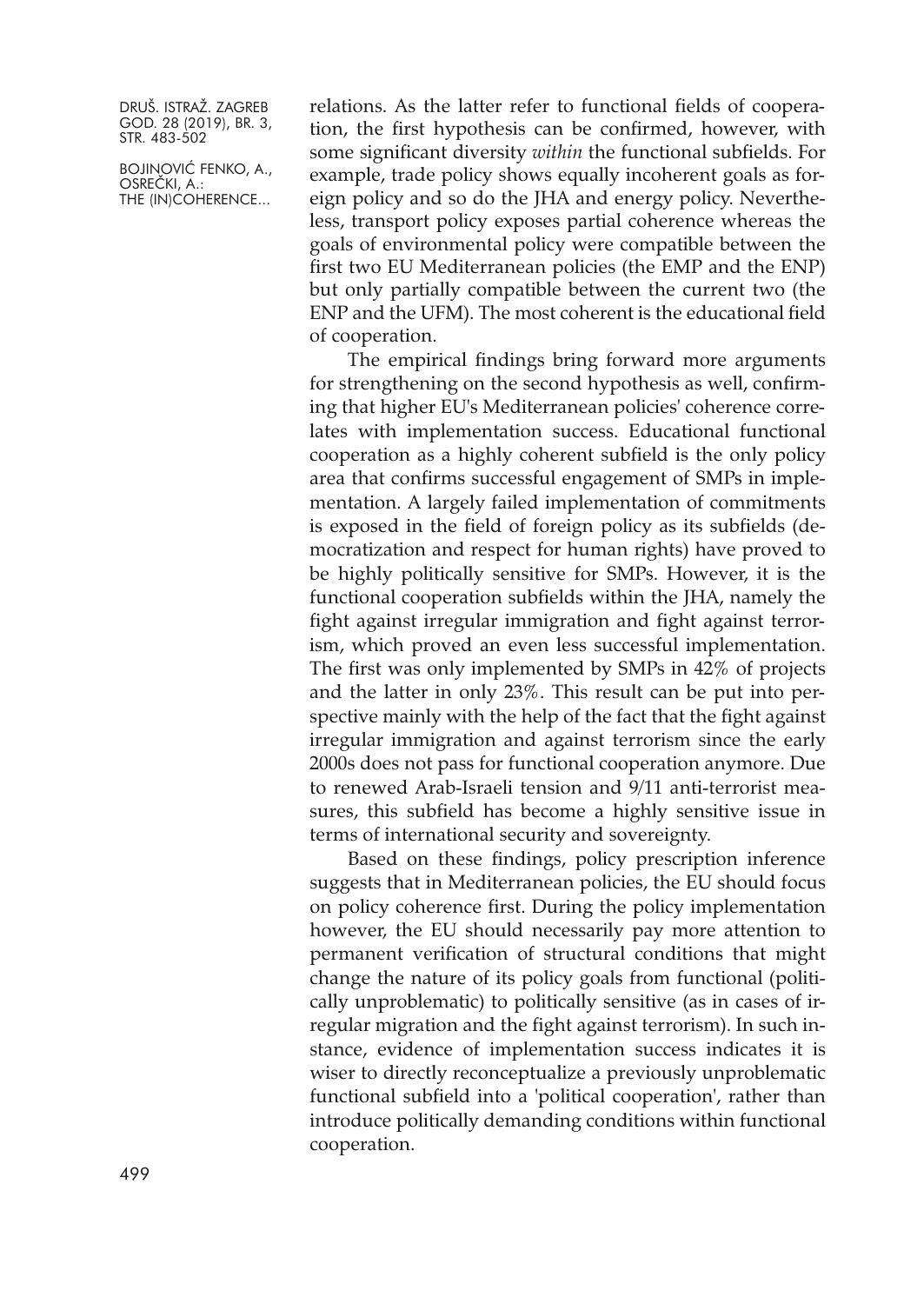relations. As the latter refer to functional fields of cooperation, the first hypothesis can be confirmed, however, with some significant diversity *within* the functional subfields. For example, trade policy shows equally incoherent goals as foreign policy and so do the JHA and energy policy. Nevertheless, transport policy exposes partial coherence whereas the goals of environmental policy were compatible between the first two EU Mediterranean policies (the EMP and the ENP) but only partially compatible between the current two (the ENP and the UFM). The most coherent is the educational field of cooperation.

The empirical findings bring forward more arguments for strengthening on the second hypothesis as well, confirming that higher EU's Mediterranean policies' coherence correlates with implementation success. Educational functional cooperation as a highly coherent subfield is the only policy area that confirms successful engagement of SMPs in implementation. A largely failed implementation of commitments is exposed in the field of foreign policy as its subfields (democratization and respect for human rights) have proved to be highly politically sensitive for SMPs. However, it is the functional cooperation subfields within the JHA, namely the fight against irregular immigration and fight against terrorism, which proved an even less successful implementation. The first was only implemented by SMPs in 42% of projects and the latter in only 23%. This result can be put into perspective mainly with the help of the fact that the fight against irregular immigration and against terrorism since the early 2000s does not pass for functional cooperation anymore. Due to renewed Arab-Israeli tension and 9/11 anti-terrorist measures, this subfield has become a highly sensitive issue in terms of international security and sovereignty.

Based on these findings, policy prescription inference suggests that in Mediterranean policies, the EU should focus on policy coherence first. During the policy implementation however, the EU should necessarily pay more attention to permanent verification of structural conditions that might change the nature of its policy goals from functional (politically unproblematic) to politically sensitive (as in cases of irregular migration and the fight against terrorism). In such instance, evidence of implementation success indicates it is wiser to directly reconceptualize a previously unproblematic functional subfield into a 'political cooperation', rather than introduce politically demanding conditions within functional cooperation.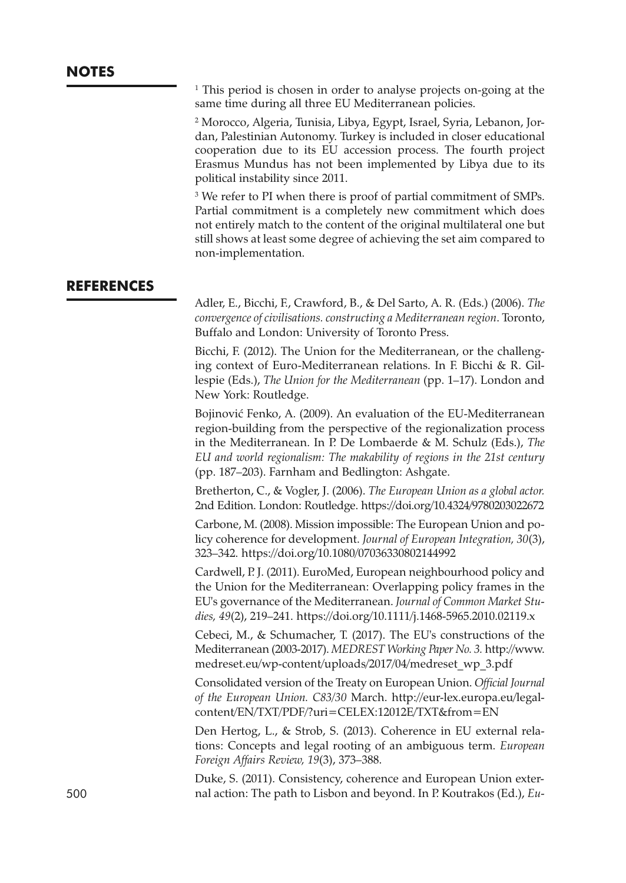## NOTES

[1] This period is chosen in order to analyse projects on-going at the same time during all three EU Mediterranean policies.

[2] Morocco, Algeria, Tunisia, Libya, Egypt, Israel, Syria, Lebanon, Jordan, Palestinian Autonomy. Turkey is included in closer educational cooperation due to its EU accession process. The fourth project Erasmus Mundus has not been implemented by Libya due to its political instability since 2011.

[3] We refer to PI when there is proof of partial commitment of SMPs. Partial commitment is a completely new commitment which does not entirely match to the content of the original multilateral one but still shows at least some degree of achieving the set aim compared to non-implementation.

## REFERENCES

Adler, E., Bicchi, F., Crawford, B., & Del Sarto, A. R. (Eds.) (2006). *The convergence of civilisations. constructing a Mediterranean region*. Toronto, Buffalo and London: University of Toronto Press.

Bicchi, F. (2012). The Union for the Mediterranean, or the challenging context of Euro-Mediterranean relations. In F. Bicchi & R. Gillespie (Eds.), *The Union for the Mediterranean* (pp. 1–17). London and New York: Routledge.

Bojinović Fenko, A. (2009). An evaluation of the EU-Mediterranean region-building from the perspective of the regionalization process in the Mediterranean. In P. De Lombaerde & M. Schulz (Eds.), *The EU and world regionalism: The makability of regions in the 21st century* (pp. 187–203). Farnham and Bedlington: Ashgate.

Bretherton, C., & Vogler, J. (2006). *The European Union as a global actor.* 2nd Edition. London: Routledge. https://doi.org/10.4324/9780203022672

Carbone, M. (2008). Mission impossible: The European Union and policy coherence for development. *Journal of European Integration, 30*(3), 323–342. https://doi.org/10.1080/07036330802144992

Cardwell, P. J. (2011). EuroMed, European neighbourhood policy and the Union for the Mediterranean: Overlapping policy frames in the EU's governance of the Mediterranean. *Journal of Common Market Studies, 49*(2), 219–241. https://doi.org/10.1111/j.1468-5965.2010.02119.x

Cebeci, M., & Schumacher, T. (2017). The EU's constructions of the Mediterranean (2003-2017). *MEDREST Working Paper No. 3.* http://www.medreset.eu/wp-content/uploads/2017/04/medreset_wp_3.pdf

Consolidated version of the Treaty on European Union. *Official Journal of the European Union. C83/30* March. http://eur-lex.europa.eu/legal-content/EN/TXT/PDF/?uri=CELEX:12012E/TXT&from=EN

Den Hertog, L., & Strob, S. (2013). Coherence in EU external relations: Concepts and legal rooting of an ambiguous term. *European Foreign Affairs Review, 19*(3), 373–388.

Duke, S. (2011). Consistency, coherence and European Union external action: The path to Lisbon and beyond. In P. Koutrakos (Ed.), *Eu-*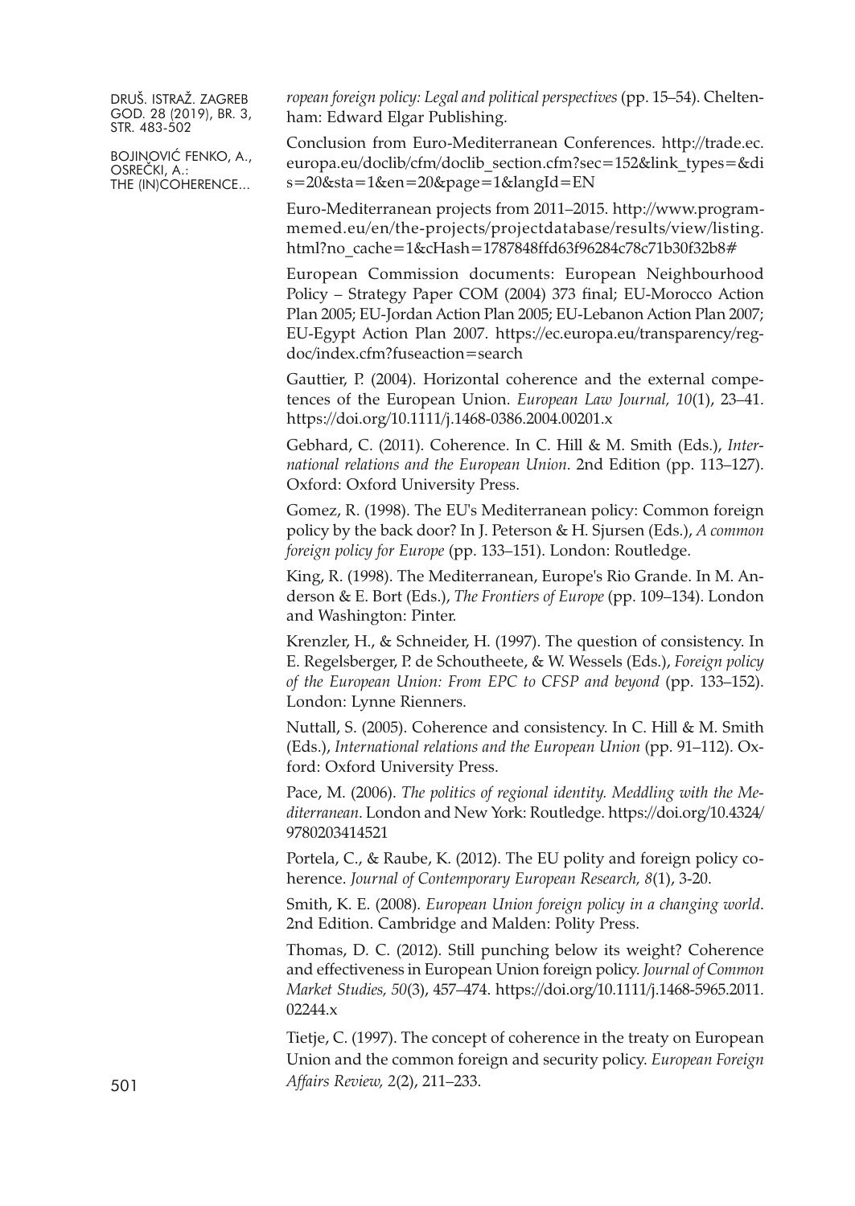*ropean foreign policy: Legal and political perspectives* (pp. 15–54). Cheltenham: Edward Elgar Publishing.

Conclusion from Euro-Mediterranean Conferences. http://trade.ec.europa.eu/doclib/cfm/doclib_section.cfm?sec=152&link_types=&dis=20&sta=1&en=20&page=1&langId=EN

Euro-Mediterranean projects from 2011–2015. http://www.programmemed.eu/en/the-projects/projectdatabase/results/view/listing.html?no_cache=1&cHash=1787848ffd63f96284c78c71b30f32b8#

European Commission documents: European Neighbourhood Policy – Strategy Paper COM (2004) 373 final; EU-Morocco Action Plan 2005; EU-Jordan Action Plan 2005; EU-Lebanon Action Plan 2007; EU-Egypt Action Plan 2007. https://ec.europa.eu/transparency/regdoc/index.cfm?fuseaction=search

Gauttier, P. (2004). Horizontal coherence and the external competences of the European Union. *European Law Journal, 10*(1), 23–41. https://doi.org/10.1111/j.1468-0386.2004.00201.x

Gebhard, C. (2011). Coherence. In C. Hill & M. Smith (Eds.), *International relations and the European Union*. 2nd Edition (pp. 113–127). Oxford: Oxford University Press.

Gomez, R. (1998). The EU's Mediterranean policy: Common foreign policy by the back door? In J. Peterson & H. Sjursen (Eds.), *A common foreign policy for Europe* (pp. 133–151). London: Routledge.

King, R. (1998). The Mediterranean, Europe's Rio Grande. In M. Anderson & E. Bort (Eds.), *The Frontiers of Europe* (pp. 109–134). London and Washington: Pinter.

Krenzler, H., & Schneider, H. (1997). The question of consistency. In E. Regelsberger, P. de Schoutheete, & W. Wessels (Eds.), *Foreign policy of the European Union: From EPC to CFSP and beyond* (pp. 133–152). London: Lynne Rienners.

Nuttall, S. (2005). Coherence and consistency. In C. Hill & M. Smith (Eds.), *International relations and the European Union* (pp. 91–112). Oxford: Oxford University Press.

Pace, M. (2006). *The politics of regional identity. Meddling with the Mediterranean*. London and New York: Routledge. https://doi.org/10.4324/9780203414521

Portela, C., & Raube, K. (2012). The EU polity and foreign policy coherence. *Journal of Contemporary European Research, 8*(1), 3-20.

Smith, K. E. (2008). *European Union foreign policy in a changing world*. 2nd Edition. Cambridge and Malden: Polity Press.

Thomas, D. C. (2012). Still punching below its weight? Coherence and effectiveness in European Union foreign policy. *Journal of Common Market Studies, 50*(3), 457–474. https://doi.org/10.1111/j.1468-5965.2011.02244.x

Tietje, C. (1997). The concept of coherence in the treaty on European Union and the common foreign and security policy. *European Foreign Affairs Review, 2*(2), 211–233.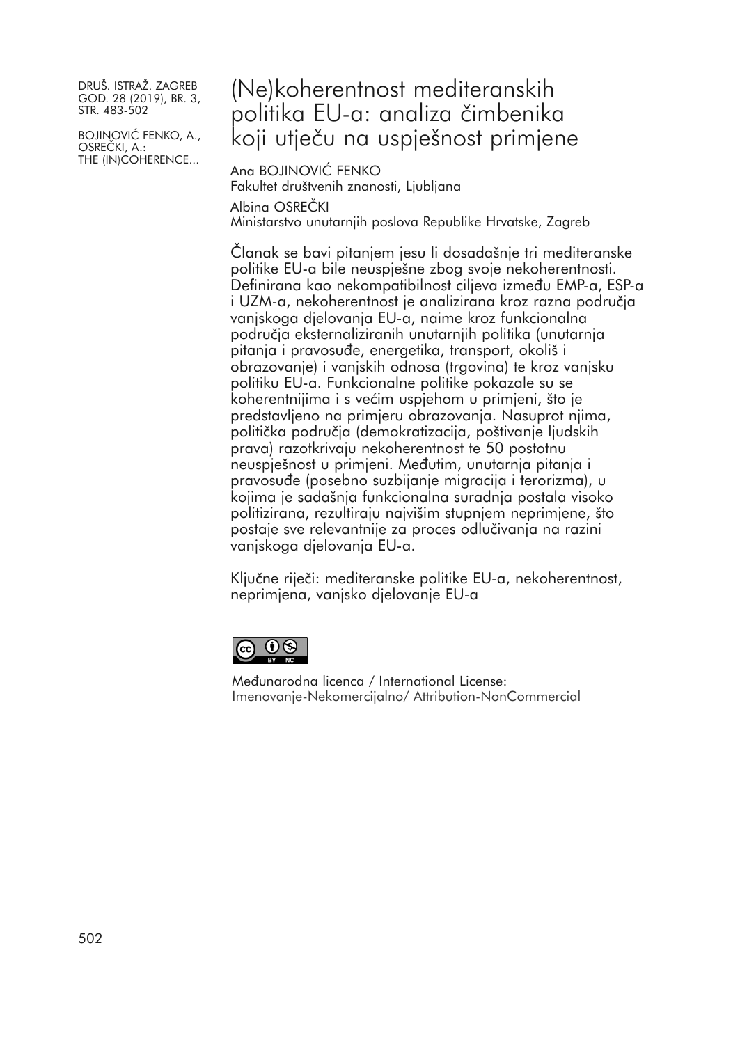# (Ne)koherentnost mediteranskih politika EU-a: analiza čimbenika koji utječu na uspješnost primjene

Ana BOJINOVIĆ FENKO
Fakultet društvenih znanosti, Ljubljana

Albina OSREČKI
Ministarstvo unutarnjih poslova Republike Hrvatske, Zagreb

Članak se bavi pitanjem jesu li dosadašnje tri mediteranske politike EU-a bile neuspješne zbog svoje nekoherentnosti. Definirana kao nekompatibilnost ciljeva između EMP-a, ESP-a i UZM-a, nekoherentnost je analizirana kroz razna područja vanjskoga djelovanja EU-a, naime kroz funkcionalna područja eksternaliziranih unutarnjih politika (unutarnja pitanja i pravosuđe, energetika, transport, okoliš i obrazovanje) i vanjskih odnosa (trgovina) te kroz vanjsku politiku EU-a. Funkcionalne politike pokazale su se koherentnijima i s većim uspjehom u primjeni, što je predstavljeno na primjeru obrazovanja. Nasuprot njima, politička područja (demokratizacija, poštivanje ljudskih prava) razotkrivaju nekoherentnost te 50 postotnu neuspješnost u primjeni. Međutim, unutarnja pitanja i pravosuđe (posebno suzbijanje migracija i terorizma), u kojima je sadašnja funkcionalna suradnja postala visoko politizirana, rezultiraju najvišim stupnjem neprimjene, što postaje sve relevantnije za proces odlučivanja na razini vanjskoga djelovanja EU-a.

Ključne riječi: mediteranske politike EU-a, nekoherentnost, neprimjena, vanjsko djelovanje EU-a

Međunarodna licenca / International License:
Imenovanje-Nekomercijalno/ Attribution-NonCommercial